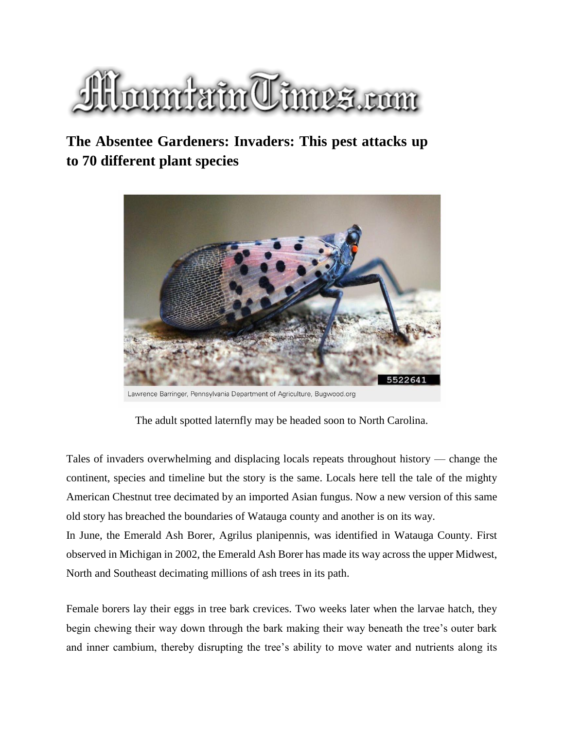# MountainTimes.com

## The Absentee Gardeners: Invaders: This pest attacks up to 70 different plant species

Lawrence Barringer, Pennsylvania Department of Agriculture, Bugwood.org

The adult spotted laternfly may be headed soon to North Carolina.

Tales of invaders overwhelming and displacing locals repeats throughout history — change the continent, species and timeline but the story is the same. Locals here tell the tale of the mighty American Chestnut tree decimated by an imported Asian fungus. Now a new version of this same old story has breached the boundaries of Watauga county and another is on its way.

In June, the Emerald Ash Borer, Agrilus planipennis, was identified in Watauga County. First observed in Michigan in 2002, the Emerald Ash Borer has made its way across the upper Midwest, North and Southeast decimating millions of ash trees in its path.

Female borers lay their eggs in tree bark crevices. Two weeks later when the larvae hatch, they begin chewing their way down through the bark making their way beneath the tree's outer bark and inner cambium, thereby disrupting the tree's ability to move water and nutrients along its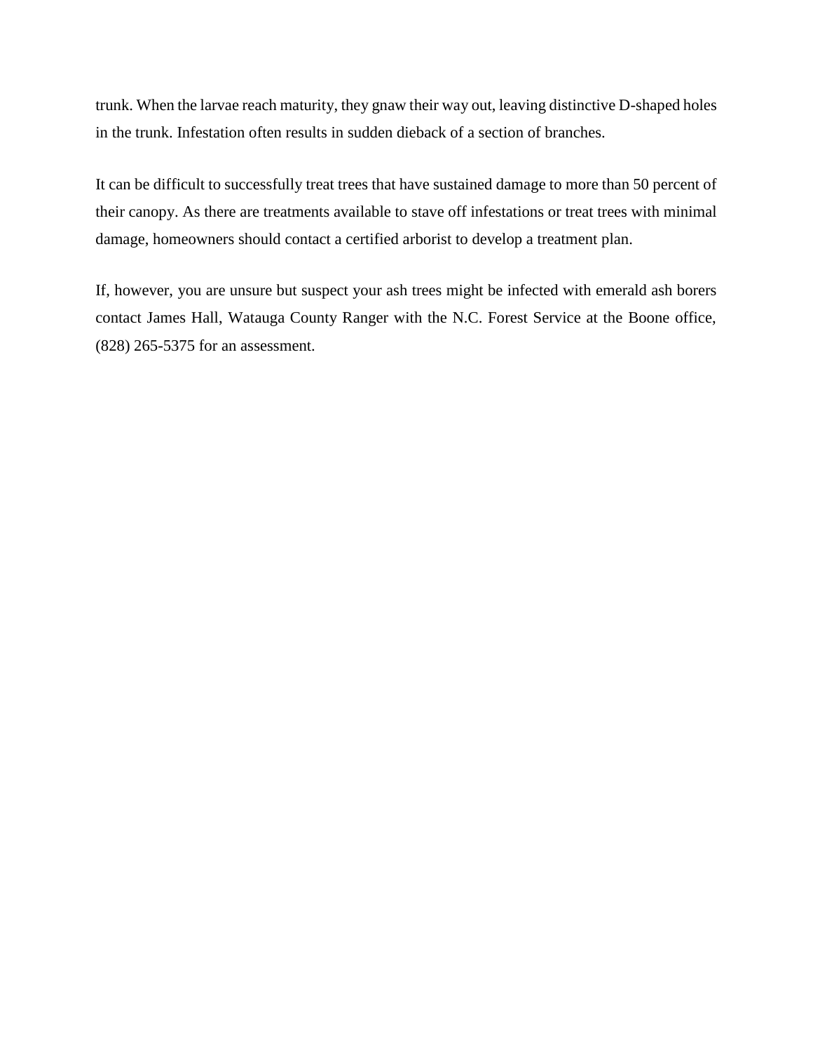trunk. When the larvae reach maturity, they gnaw their way out, leaving distinctive D-shaped holes in the trunk. Infestation often results in sudden dieback of a section of branches.

It can be difficult to successfully treat trees that have sustained damage to more than 50 percent of their canopy. As there are treatments available to stave off infestations or treat trees with minimal damage, homeowners should contact a certified arborist to develop a treatment plan.

If, however, you are unsure but suspect your ash trees might be infected with emerald ash borers contact James Hall, Watauga County Ranger with the N.C. Forest Service at the Boone office, (828) 265-5375 for an assessment.